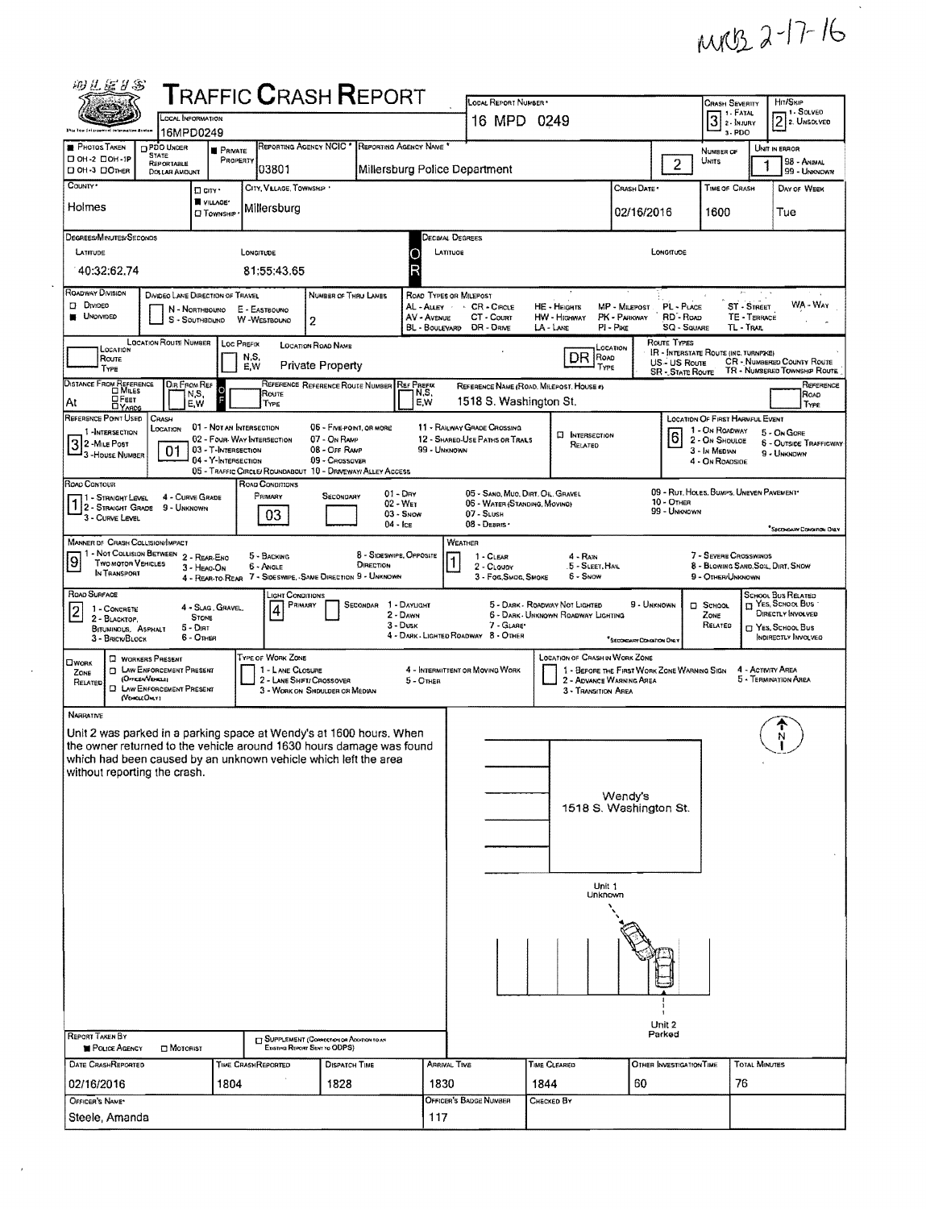MVB 2-17-16

# TRAFFIC CRASH REPORT

| | |
|---|---|
| Local Information | 16MPD0249 |
| Local Report Number | 16 MPD 0249 |
| Crash Severity | 3 (1 - Fatal, 2 - Injury, 3 - PDO) |
| Hit/Skip | 2 (1 - Solved, 2 - Unsolved) |
| Photos Taken | |
| PDO Under State Reportable Dollar Amount | |
| Private Property | ■ |
| Reporting Agency NCIC | 03801 |
| Reporting Agency Name | Millersburg Police Department |
| Number of Units | 2 |
| Unit in Error | 1 (98 - Animal, 99 - Unknown) |
| County | Holmes |
| City, Village, Township | ■ Village: Millersburg |
| Crash Date | 02/16/2016 |
| Time of Crash | 1600 |
| Day of Week | Tue |
| Degrees/Minutes/Seconds Latitude | 40:32:62.74 |
| Longitude | 81:55:43.65 |
| Roadway Division | ■ Undivided |
| Number of Thru Lanes | 2 |
| Location Road Name | Private Property |
| Road Type | DR |
| Distance From Reference | At |
| Reference Name (Road, Milepost, House #) | 1518 S. Washington St. |
| Reference Point Used | 3 - House Number |
| Crash Location | 01 - Not an Intersection |
| Location of First Harmful Event | 6 - Outside Trafficway |
| Road Contour | 1 - Straight Level |
| Road Conditions Primary | 03 - Snow |
| Manner of Crash Collision/Impact | 9 - Unknown |
| Weather | 1 - Clear |
| Road Surface | 2 - Blacktop, Bituminous, Asphalt |
| Light Conditions Primary | 4 - Dark - Lighted Roadway |

**Narrative**

Unit 2 was parked in a parking space at Wendy's at 1600 hours. When the owner returned to the vehicle around 1630 hours damage was found which had been caused by an unknown vehicle which left the area without reporting the crash.

Diagram labels: N; Wendy's 1518 S. Washington St.; Unit 1 Unknown; Unit 2 Parked

| | |
|---|---|
| Report Taken By | ■ Police Agency |
| Date Crash Reported | 02/16/2016 |
| Time Crash Reported | 1804 |
| Dispatch Time | 1828 |
| Arrival Time | 1830 |
| Time Cleared | 1844 |
| Other Investigation Time | 60 |
| Total Minutes | 76 |
| Officer's Name | Steele, Amanda |
| Officer's Badge Number | 117 |
| Checked By | |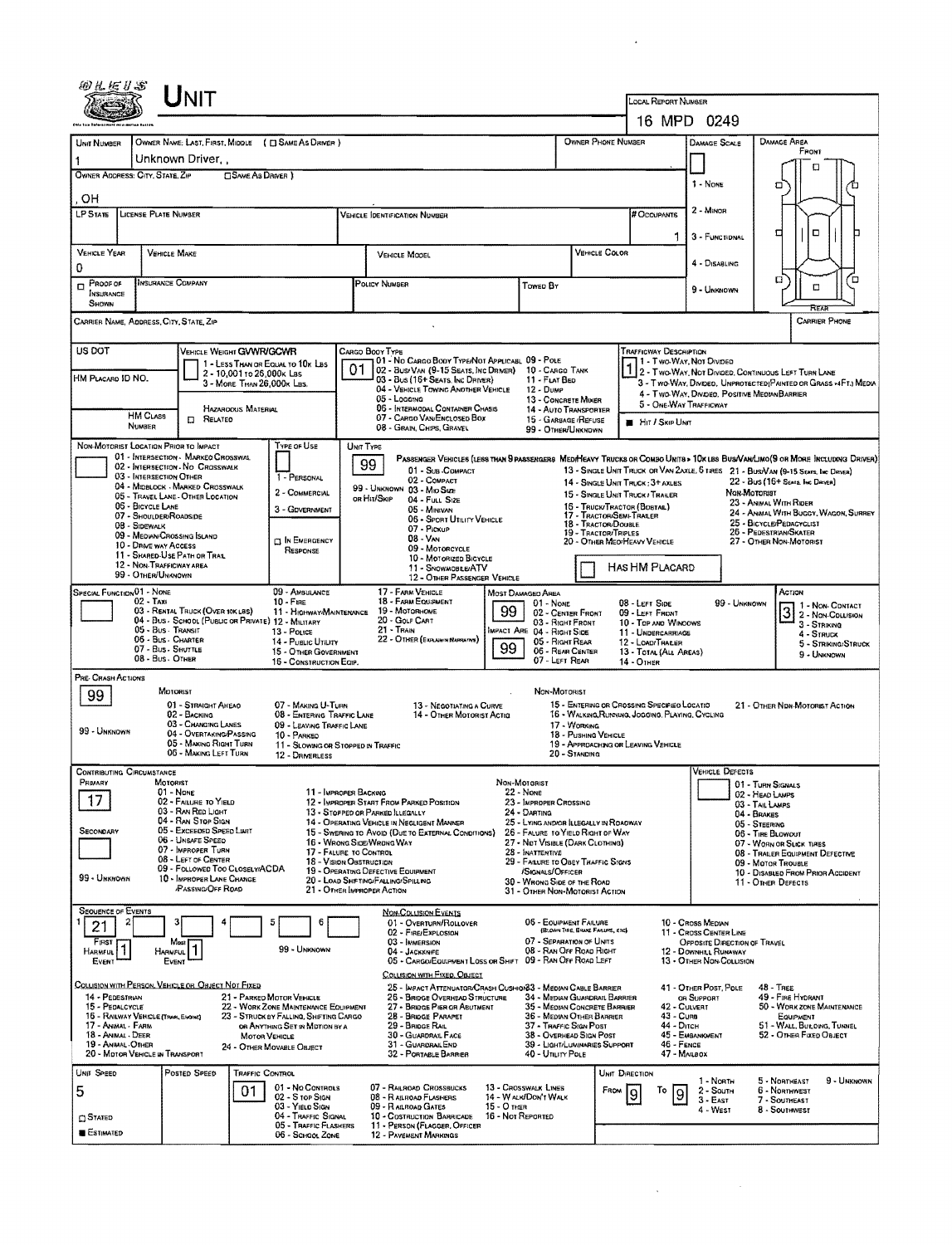# UNIT

**LOCAL REPORT NUMBER:** 16 MPD 0249

| UNIT NUMBER | OWNER NAME: LAST, FIRST, MIDDLE ( ☐ SAME AS DRIVER ) | OWNER PHONE NUMBER | DAMAGE SCALE | DAMAGE AREA |
|---|---|---|---|---|
| 1 | Unknown Driver, , | | | FRONT |

OWNER ADDRESS: CITY, STATE, ZIP ☐ SAME AS DRIVER )

, OH

| LP STATE | LICENSE PLATE NUMBER | VEHICLE IDENTIFICATION NUMBER | # OCCUPANTS |
|---|---|---|---|
| | | | 1 |

| VEHICLE YEAR | VEHICLE MAKE | VEHICLE MODEL | VEHICLE COLOR |
|---|---|---|---|
| 0 | | | |

| ☐ PROOF OF INSURANCE SHOWN | INSURANCE COMPANY | POLICY NUMBER | TOWED BY |
|---|---|---|---|
| | | | |

Damage Scale: 1 - NONE; 2 - MINOR; 3 - FUNCTIONAL; 4 - DISABLING; 9 - UNKNOWN

CARRIER NAME, ADDRESS, CITY, STATE, ZIP — CARRIER PHONE

US DOT — VEHICLE WEIGHT GVWR/GCWR: 1 - LESS THAN OR EQUAL TO 10K LBS; 2 - 10,001 TO 26,000K LBS; 3 - MORE THAN 26,000K LBS.

HM PLACARD ID NO.

HAZARDOUS MATERIAL — HM CLASS NUMBER ☐ RELATED

CARGO BODY TYPE: **01**
01 - NO CARGO BODY TYPE/NOT APPLICABL; 02 - BUS/VAN (9-15 SEATS, INC DRIVER); 03 - BUS (16+ SEATS, INC DRIVER); 04 - VEHICLE TOWING ANOTHER VEHICLE; 05 - LOGGING; 06 - INTERMODAL CONTAINER CHASIS; 07 - CARGO VAN/ENCLOSED BOX; 08 - GRAIN, CHIPS, GRAVEL; 09 - POLE; 10 - CARGO TANK; 11 - FLAT BED; 12 - DUMP; 13 - CONCRETE MIXER; 14 - AUTO TRANSPORTER; 15 - GARBAGE /REFUSE; 99 - OTHER/UNKNOWN

TRAFFICWAY DESCRIPTION: **1**
1 - TWO-WAY, NOT DIVIDED; 2 - TWO-WAY, NOT DIVIDED, CONTINUOUS LEFT TURN LANE; 3 - TWO-WAY, DIVIDED, UNPROTECTED(PAINTED OR GRASS <4FT.) MEDIA; 4 - TWO-WAY, DIVIDED, POSITIVE MEDIANBARRIER; 5 - ONE-WAY TRAFFICWAY
■ HIT / SKIP UNIT

NON-MOTORIST LOCATION PRIOR TO IMPACT: 01 - INTERSECTION - MARKED CROSSWAL; 02 - INTERSECTION - NO CROSSWALK; 03 - INTERSECTION OTHER; 04 - MIDBLOCK - MARKED CROSSWALK; 05 - TRAVEL LANE - OTHER LOCATION; 06 - BICYCLE LANE; 07 - SHOULDER/ROADSIDE; 08 - SIDEWALK; 09 - MEDIAN/CROSSING ISLAND; 10 - DRIVE WAY ACCESS; 11 - SHARED-USE PATH OR TRAIL; 12 - NON-TRAFFICWAY AREA; 99 - OTHER/UNKNOWN

TYPE OF USE: 1 - PERSONAL; 2 - COMMERCIAL; 3 - GOVERNMENT; ☐ IN EMERGENCY RESPONSE

UNIT TYPE: **99**
PASSENGER VEHICLES (LESS THAN 9 PASSENGERS MED/HEAVY TRUCKS OR COMBO UNITS > 10K LBS BUS/VAN/LIMO(9 OR MORE INCLUDING DRIVER)
01 - SUB-COMPACT; 02 - COMPACT; 99 - UNKNOWN 03 - MID SIZE OR HIT/SKIP; 04 - FULL SIZE; 05 - MINIVAN; 06 - SPORT UTILITY VEHICLE; 07 - PICKUP; 08 - VAN; 09 - MOTORCYCLE; 10 - MOTORIZED BICYCLE; 11 - SNOWMOBILE/ATV; 12 - OTHER PASSENGER VEHICLE
13 - SINGLE UNIT TRUCK OR VAN 2AXLE, 6 TIRES; 14 - SINGLE UNIT TRUCK: 3+ AXLES; 15 - SINGLE UNIT TRUCK / TRAILER; 16 - TRUCK/TRACTOR (BOBTAIL); 17 - TRACTOR/SEMI-TRAILER; 18 - TRACTOR/DOUBLE; 19 - TRACTOR/TRIPLES; 20 - OTHER MED/HEAVY VEHICLE
21 - BUS/VAN (9-15 SEATS, INC DRIVER); 22 - BUS (16+ SEATS, INC DRIVER)
NON-MOTORIST: 23 - ANIMAL WITH RIDER; 24 - ANIMAL WITH BUGGY, WAGON, SURREY; 25 - BICYCLE/PEDACYCLIST; 26 - PEDESTRIAN/SKATER; 27 - OTHER NON-MOTORIST
☐ HAS HM PLACARD

SPECIAL FUNCTION: 01 - NONE; 02 - TAXI; 03 - RENTAL TRUCK (OVER 10K LBS); 04 - BUS - SCHOOL (PUBLIC OR PRIVATE); 05 - BUS - TRANSIT; 06 - BUS - CHARTER; 07 - BUS - SHUTTLE; 08 - BUS - OTHER; 09 - AMBULANCE; 10 - FIRE; 11 - HIGHWAY/MAINTENANCE; 12 - MILITARY; 13 - POLICE; 14 - PUBLIC UTILITY; 15 - OTHER GOVERNMENT; 16 - CONSTRUCTION EQIP.; 17 - FARM VEHICLE; 18 - FARM EQUIPMENT; 19 - MOTORHOME; 20 - GOLF CART; 21 - TRAIN; 22 - OTHER (EXPLAIN IN NARRATIVE)

MOST DAMAGED AREA: **99**; IMPACT ARE: **99**
01 - NONE; 02 - CENTER FRONT; 03 - RIGHT FRONT; 04 - RIGHT SIDE; 05 - RIGHT REAR; 06 - REAR CENTER; 07 - LEFT REAR; 08 - LEFT SIDE; 09 - LEFT FRONT; 10 - TOP AND WINDOWS; 11 - UNDERCARRIAGE; 12 - LOAD/TRAILER; 13 - TOTAL (ALL AREAS); 14 - OTHER; 99 - UNKNOWN

ACTION: **3**
1 - NON-CONTACT; 2 - NON-COLLISION; 3 - STRIKING; 4 - STRUCK; 5 - STRIKING/STRUCK; 9 - UNKNOWN

PRE-CRASH ACTIONS: **99**
MOTORIST: 01 - STRAIGHT AHEAD; 02 - BACKING; 03 - CHANGING LANES; 04 - OVERTAKING/PASSING; 05 - MAKING RIGHT TURN; 06 - MAKING LEFT TURN; 07 - MAKING U-TURN; 08 - ENTERING TRAFFIC LANE; 09 - LEAVING TRAFFIC LANE; 10 - PARKED; 11 - SLOWING OR STOPPED IN TRAFFIC; 12 - DRIVERLESS; 13 - NEGOTIATING A CURVE; 14 - OTHER MOTORIST ACTIO
NON-MOTORIST: 15 - ENTERING OR CROSSING SPECIFIED LOCATIO; 16 - WALKING,RUNNING, JOGGING, PLAYING, CYCLING; 17 - WORKING; 18 - PUSHING VEHICLE; 19 - APPROACHING OR LEAVING VEHICLE; 20 - STANDING; 21 - OTHER NON-MOTORIST ACTION
99 - UNKNOWN

CONTRIBUTING CIRCUMSTANCE
PRIMARY: **17**
SECONDARY:
MOTORIST: 01 - NONE; 02 - FAILURE TO YIELD; 03 - RAN RED LIGHT; 04 - RAN STOP SIGN; 05 - EXCEEDED SPEED LIMIT; 06 - UNSAFE SPEED; 07 - IMPROPER TURN; 08 - LEFT OF CENTER; 09 - FOLLOWED TOO CLOSELY/ACDA; 10 - IMPROPER LANE CHANGE /PASSING/OFF ROAD; 11 - IMPROPER BACKING; 12 - IMPROPER START FROM PARKED POSITION; 13 - STOPPED OR PARKED ILLEGALLY; 14 - OPERATING VEHICLE IN NEGLIGENT MANNER; 15 - SWERING TO AVOID (DUE TO EXTERNAL CONDITIONS); 16 - WRONG SIDE/WRONG WAY; 17 - FAILURE TO CONTROL; 18 - VISION OBSTRUCTION; 19 - OPERATING DEFECTIVE EQUIPMENT; 20 - LOAD SHIFTING/FALLING/SPILLING; 21 - OTHER IMPROPER ACTION
NON-MOTORIST: 22 - NONE; 23 - IMPROPER CROSSING; 24 - DARTING; 25 - LYING AND/OR ILLEGALLY IN ROADWAY; 26 - FAILURE TO YIELD RIGHT OF WAY; 27 - NOT VISIBLE (DARK CLOTHING); 28 - INATTENTIVE; 29 - FAILURE TO OBEY TRAFFIC SIGNS /SIGNALS/OFFICER; 30 - WRONG SIDE OF THE ROAD; 31 - OTHER NON-MOTORIST ACTION
99 - UNKNOWN

VEHICLE DEFECTS: 01 - TURN SIGNALS; 02 - HEAD LAMPS; 03 - TAIL LAMPS; 04 - BRAKES; 05 - STEERING; 06 - TIRE BLOWOUT; 07 - WORN OR SLICK TIRES; 08 - TRAILER EQUIPMENT DEFECTIVE; 09 - MOTOR TROUBLE; 10 - DISABLED FROM PRIOR ACCIDENT; 11 - OTHER DEFECTS

SEQUENCE OF EVENTS

| 1 | 2 | 3 | 4 | 5 | 6 |
|---|---|---|---|---|---|
| 21 | | | | | |

FIRST HARMFUL EVENT: 1; MOST HARMFUL EVENT: 1
99 - UNKNOWN

NON-COLLISION EVENTS: 01 - OVERTURN/ROLLOVER; 02 - FIRE/EXPLOSION; 03 - IMMERSION; 04 - JACKKNIFE; 05 - CARGO/EQUIPMENT LOSS OR SHIFT; 06 - EQUIPMENT FAILURE (BLOWN TIRE, BRAKE FAILURE, ETC); 07 - SEPARATION OF UNITS; 08 - RAN OFF ROAD RIGHT; 09 - RAN OFF ROAD LEFT; 10 - CROSS MEDIAN; 11 - CROSS CENTER LINE OPPOSITE DIRECTION OF TRAVEL; 12 - DOWNHILL RUNAWAY; 13 - OTHER NON-COLLISION

COLLISION WITH PERSON, VEHICLE OR OBJECT NOT FIXED: 14 - PEDESTRIAN; 15 - PEDALCYCLE; 16 - RAILWAY VEHICLE (TRAIN, ENGINE); 17 - ANIMAL - FARM; 18 - ANIMAL - DEER; 19 - ANIMAL -OTHER; 20 - MOTOR VEHICLE IN TRANSPORT; 21 - PARKED MOTOR VEHICLE; 22 - WORK ZONE MAINTENANCE EQUIPMENT; 23 - STRUCK BY FALLING, SHIFTING CARGO OR ANYTHING SET IN MOTION BY A MOTOR VEHICLE; 24 - OTHER MOVABLE OBJECT

COLLISION WITH FIXED, OBJECT: 25 - IMPACT ATTENUATOR/CRASH CUSHION; 26 - BRIDGE OVERHEAD STRUCTURE; 27 - BRIDGE PIER OR ABUTMENT; 28 - BRIDGE PARAPET; 29 - BRIDGE RAIL; 30 - GUARDRAIL FACE; 31 - GUARDRAIL END; 32 - PORTABLE BARRIER; 33 - MEDIAN CABLE BARRIER; 34 - MEDIAN GUARDRAIL BARRIER; 35 - MEDIAN CONCRETE BARRIER; 36 - MEDIAN OTHER BARRIER; 37 - TRAFFIC SIGN POST; 38 - OVERHEAD SIGN POST; 39 - LIGHT/LUMINARIES SUPPORT; 40 - UTILITY POLE; 41 - OTHER POST, POLE OR SUPPORT; 42 - CULVERT; 43 - CURB; 44 - DITCH; 45 - EMBANKMENT; 46 - FENCE; 47 - MAILBOX; 48 - TREE; 49 - FIRE HYDRANT; 50 - WORK ZONE MAINTENANCE EQUIPMENT; 51 - WALL, BUILDING, TUNNEL; 52 - OTHER FIXED OBJECT

| UNIT SPEED | POSTED SPEED | TRAFFIC CONTROL | UNIT DIRECTION |
|---|---|---|---|
| 5 | | 01 | FROM 9 TO 9 |

☐ STATED ■ ESTIMATED

TRAFFIC CONTROL: 01 - NO CONTROLS; 02 - STOP SIGN; 03 - YIELD SIGN; 04 - TRAFFIC SIGNAL; 05 - TRAFFIC FLASHERS; 06 - SCHOOL ZONE; 07 - RAILROAD CROSSBUCKS; 08 - RAILROAD FLASHERS; 09 - RAILROAD GATES; 10 - COSTRUCTION BARRICADE; 11 - PERSON (FLAGGER, OFFICER; 12 - PAVEMENT MARKINGS; 13 - CROSSWALK LINES; 14 - WALK/DON'T WALK; 15 - OTHER; 16 - NOT REPORTED

UNIT DIRECTION: 1 - NORTH; 2 - SOUTH; 3 - EAST; 4 - WEST; 5 - NORTHEAST; 6 - NORTHWEST; 7 - SOUTHEAST; 8 - SOUTHWEST; 9 - UNKNOWN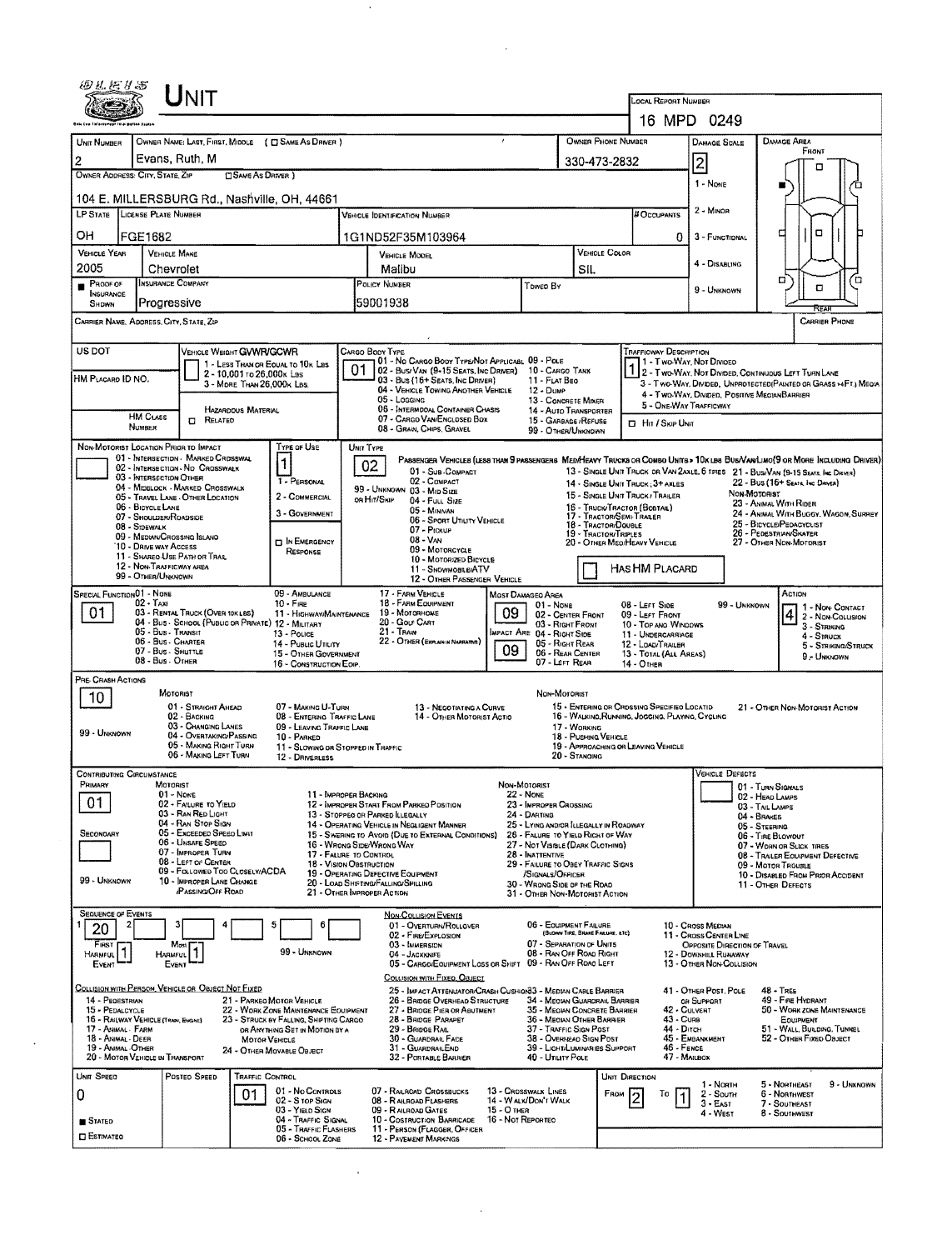# UNIT

LOCAL REPORT NUMBER: 16 MPD 0249

| UNIT NUMBER | OWNER NAME: LAST, FIRST, MIDDLE (☐ SAME AS DRIVER) | OWNER PHONE NUMBER | DAMAGE SCALE | DAMAGE AREA |
|---|---|---|---|---|
| 2 | Evans, Ruth, M | 330-473-2832 | 2 | FRONT |

OWNER ADDRESS: CITY, STATE, ZIP ☐ SAME AS DRIVER

104 E. MILLERSBURG Rd., Nashville, OH, 44661

| LP STATE | LICENSE PLATE NUMBER | VEHICLE IDENTIFICATION NUMBER | # OCCUPANTS |
|---|---|---|---|
| OH | FGE1682 | 1G1ND52F35M103964 | 0 |

| VEHICLE YEAR | VEHICLE MAKE | VEHICLE MODEL | VEHICLE COLOR |
|---|---|---|---|
| 2005 | Chevrolet | Malibu | SIL |

| PROOF OF INSURANCE SHOWN | INSURANCE COMPANY | POLICY NUMBER | TOWED BY |
|---|---|---|---|
| ■ | Progressive | 59001938 | |

DAMAGE SCALE: 1 - NONE; 2 - MINOR; 3 - FUNCTIONAL; 4 - DISABLING; 9 - UNKNOWN

CARRIER NAME, ADDRESS, CITY, STATE, ZIP — CARRIER PHONE

US DOT — VEHICLE WEIGHT GVWR/GCWR: 1 - LESS THAN OR EQUAL TO 10K LBS; 2 - 10,001 TO 26,000K LBS; 3 - MORE THAN 26,000K LBS.

HM PLACARD ID NO. — HM CLASS NUMBER — ☐ HAZARDOUS MATERIAL RELATED

CARGO BODY TYPE: **01**
01 - NO CARGO BODY TYPE/NOT APPLICABLE; 02 - BUS/VAN (9-15 SEATS, INC DRIVER); 03 - BUS (16+ SEATS, INC DRIVER); 04 - VEHICLE TOWING ANOTHER VEHICLE; 05 - LOGGING; 06 - INTERMODAL CONTAINER CHASIS; 07 - CARGO VAN/ENCLOSED BOX; 08 - GRAIN, CHIPS, GRAVEL; 09 - POLE; 10 - CARGO TANK; 11 - FLAT BED; 12 - DUMP; 13 - CONCRETE MIXER; 14 - AUTO TRANSPORTER; 15 - GARBAGE/REFUSE; 99 - OTHER/UNKNOWN

TRAFFICWAY DESCRIPTION: **1**
1 - TWO-WAY, NOT DIVIDED; 2 - TWO-WAY, NOT DIVIDED, CONTINUOUS LEFT TURN LANE; 3 - TWO-WAY, DIVIDED, UNPROTECTED (PAINTED OR GRASS >4FT.) MEDIA; 4 - TWO-WAY, DIVIDED, POSITIVE MEDIAN BARRIER; 5 - ONE-WAY TRAFFICWAY
☐ HIT / SKIP UNIT

NON-MOTORIST LOCATION PRIOR TO IMPACT: 01 - INTERSECTION - MARKED CROSSWALK; 02 - INTERSECTION - NO CROSSWALK; 03 - INTERSECTION OTHER; 04 - MIDBLOCK - MARKED CROSSWALK; 05 - TRAVEL LANE - OTHER LOCATION; 06 - BICYCLE LANE; 07 - SHOULDER/ROADSIDE; 08 - SIDEWALK; 09 - MEDIAN/CROSSING ISLAND; 10 - DRIVE WAY ACCESS; 11 - SHARED-USE PATH OR TRAIL; 12 - NON-TRAFFICWAY AREA; 99 - OTHER/UNKNOWN

TYPE OF USE: **1**
1 - PERSONAL; 2 - COMMERCIAL; 3 - GOVERNMENT; ☐ IN EMERGENCY RESPONSE

UNIT TYPE: **02**
PASSENGER VEHICLES (LESS THAN 9 PASSENGERS MED/HEAVY TRUCKS OR COMBO UNITS > 10K LBS BUS/VAN/LIMO(9 OR MORE INCLUDING DRIVER)
01 - SUB-COMPACT; 02 - COMPACT; 99 - UNKNOWN 03 - MID SIZE; OR HIT/SKIP 04 - FULL SIZE; 05 - MINIVAN; 06 - SPORT UTILITY VEHICLE; 07 - PICKUP; 08 - VAN; 09 - MOTORCYCLE; 10 - MOTORIZED BICYCLE; 11 - SNOWMOBILE/ATV; 12 - OTHER PASSENGER VEHICLE
13 - SINGLE UNIT TRUCK OR VAN 2AXLE, 6 TIRES; 14 - SINGLE UNIT TRUCK; 3+ AXLES; 15 - SINGLE UNIT TRUCK / TRAILER; 16 - TRUCK/TRACTOR (BOBTAIL); 17 - TRACTOR/SEMI-TRAILER; 18 - TRACTOR/DOUBLE; 19 - TRACTOR/TRIPLES; 20 - OTHER MED/HEAVY VEHICLE
21 - BUS/VAN (9-15 SEATS, INC DRIVER); 22 - BUS (16+ SEATS, INC DRIVER)
NON-MOTORIST: 23 - ANIMAL WITH RIDER; 24 - ANIMAL WITH BUGGY, WAGON, SURREY; 25 - BICYCLE/PEDACYCLIST; 26 - PEDESTRIAN/SKATER; 27 - OTHER NON-MOTORIST
☐ HAS HM PLACARD

SPECIAL FUNCTION: **01**
01 - NONE; 02 - TAXI; 03 - RENTAL TRUCK (OVER 10K LBS); 04 - BUS - SCHOOL (PUBLIC OR PRIVATE); 05 - BUS - TRANSIT; 06 - BUS - CHARTER; 07 - BUS - SHUTTLE; 08 - BUS - OTHER; 09 - AMBULANCE; 10 - FIRE; 11 - HIGHWAY/MAINTENANCE; 12 - MILITARY; 13 - POLICE; 14 - PUBLIC UTILITY; 15 - OTHER GOVERNMENT; 16 - CONSTRUCTION EQIP.; 17 - FARM VEHICLE; 18 - FARM EQUIPMENT; 19 - MOTORHOME; 20 - GOLF CART; 21 - TRAIN; 22 - OTHER (EXPLAIN IN NARRATIVE)

MOST DAMAGED AREA: **09**; IMPACT AREA: **09**
01 - NONE; 02 - CENTER FRONT; 03 - RIGHT FRONT; 04 - RIGHT SIDE; 05 - RIGHT REAR; 06 - REAR CENTER; 07 - LEFT REAR; 08 - LEFT SIDE; 09 - LEFT FRONT; 10 - TOP AND WINDOWS; 11 - UNDERCARRIAGE; 12 - LOAD/TRAILER; 13 - TOTAL (ALL AREAS); 14 - OTHER; 99 - UNKNOWN

ACTION: **4**
1 - NON-CONTACT; 2 - NON-COLLISION; 3 - STRIKING; 4 - STRUCK; 5 - STRIKING/STRUCK; 9 - UNKNOWN

PRE-CRASH ACTIONS: **10**
MOTORIST: 01 - STRAIGHT AHEAD; 02 - BACKING; 03 - CHANGING LANES; 04 - OVERTAKING/PASSING; 05 - MAKING RIGHT TURN; 06 - MAKING LEFT TURN; 07 - MAKING U-TURN; 08 - ENTERING TRAFFIC LANE; 09 - LEAVING TRAFFIC LANE; 10 - PARKED; 11 - SLOWING OR STOPPED IN TRAFFIC; 12 - DRIVERLESS; 13 - NEGOTIATING A CURVE; 14 - OTHER MOTORIST ACTIO
99 - UNKNOWN
NON-MOTORIST: 15 - ENTERING OR CROSSING SPECIFIED LOCATIO; 16 - WALKING, RUNNING, JOGGING, PLAYING, CYCLING; 17 - WORKING; 18 - PUSHING VEHICLE; 19 - APPROACHING OR LEAVING VEHICLE; 20 - STANDING; 21 - OTHER NON-MOTORIST ACTION

CONTRIBUTING CIRCUMSTANCE
PRIMARY: **01**; SECONDARY: ; 99 - UNKNOWN
MOTORIST: 01 - NONE; 02 - FAILURE TO YIELD; 03 - RAN RED LIGHT; 04 - RAN STOP SIGN; 05 - EXCEEDED SPEED LIMIT; 06 - UNSAFE SPEED; 07 - IMPROPER TURN; 08 - LEFT OF CENTER; 09 - FOLLOWED TOO CLOSELY/ACDA; 10 - IMPROPER LANE CHANGE /PASSING/OFF ROAD; 11 - IMPROPER BACKING; 12 - IMPROPER START FROM PARKED POSITION; 13 - STOPPED OR PARKED ILLEGALLY; 14 - OPERATING VEHICLE IN NEGLIGENT MANNER; 15 - SWERING TO AVOID (DUE TO EXTERNAL CONDITIONS); 16 - WRONG SIDE/WRONG WAY; 17 - FAILURE TO CONTROL; 18 - VISION OBSTRUCTION; 19 - OPERATING DEFECTIVE EQUIPMENT; 20 - LOAD SHIFTING/FALLING/SPILLING; 21 - OTHER IMPROPER ACTION
NON-MOTORIST: 22 - NONE; 23 - IMPROPER CROSSING; 24 - DARTING; 25 - LYING AND/OR ILLEGALLY IN ROADWAY; 26 - FALURE TO YIELD RIGHT OF WAY; 27 - NOT VISIBLE (DARK CLOTHING); 28 - INATTENTIVE; 29 - FAILURE TO OBEY TRAFFIC SIGNS /SIGNALS/OFFICER; 30 - WRONG SIDE OF THE ROAD; 31 - OTHER NON-MOTORIST ACTION
VEHICLE DEFECTS: 01 - TURN SIGNALS; 02 - HEAD LAMPS; 03 - TAIL LAMPS; 04 - BRAKES; 05 - STEERING; 06 - TIRE BLOWOUT; 07 - WORN OR SLICK TIRES; 08 - TRAILER EQUIPMENT DEFECTIVE; 09 - MOTOR TROUBLE; 10 - DISABLED FROM PRIOR ACCIDENT; 11 - OTHER DEFECTS

SEQUENCE OF EVENTS: 1: **20**; 2: ; 3: ; 4: ; 5: ; 6:
FIRST HARMFUL EVENT: **1**; MOST HARMFUL EVENT: **1**; 99 - UNKNOWN

NON-COLLISION EVENTS: 01 - OVERTURN/ROLLOVER; 02 - FIRE/EXPLOSION; 03 - IMMERSION; 04 - JACKKNIFE; 05 - CARGO/EQUIPMENT LOSS OR SHIFT; 06 - EQUIPMENT FAILURE (BLOWN TIRE, BRAKE FAILURE, ETC); 07 - SEPARATION OF UNITS; 08 - RAN OFF ROAD RIGHT; 09 - RAN OFF ROAD LEFT; 10 - CROSS MEDIAN; 11 - CROSS CENTER LINE OPPOSITE DIRECTION OF TRAVEL; 12 - DOWNHILL RUNAWAY; 13 - OTHER NON-COLLISION

COLLISION WITH PERSON, VEHICLE OR OBJECT NOT FIXED: 14 - PEDESTRIAN; 15 - PEDALCYCLE; 16 - RAILWAY VEHICLE (TRAIN, ENGINE); 17 - ANIMAL - FARM; 18 - ANIMAL - DEER; 19 - ANIMAL - OTHER; 20 - MOTOR VEHICLE IN TRANSPORT; 21 - PARKED MOTOR VEHICLE; 22 - WORK ZONE MAINTENANCE EQUIPMENT; 23 - STRUCK BY FALLING, SHIFTING CARGO OR ANYTHING SET IN MOTION BY A MOTOR VEHICLE; 24 - OTHER MOVABLE OBJECT

COLLISION WITH FIXED, OBJECT: 25 - IMPACT ATTENUATOR/CRASH CUSHION; 26 - BRIDGE OVERHEAD STRUCTURE; 27 - BRIDGE PIER OR ABUTMENT; 28 - BRIDGE PARAPET; 29 - BRIDGE RAIL; 30 - GUARDRAIL FACE; 31 - GUARDRAIL END; 32 - PORTABLE BARRIER; 33 - MEDIAN CABLE BARRIER; 34 - MEDIAN GUARDRAIL BARRIER; 35 - MEDIAN CONCRETE BARRIER; 36 - MEDIAN OTHER BARRIER; 37 - TRAFFIC SIGN POST; 38 - OVERHEAD SIGN POST; 39 - LIGHT/LUMINARIES SUPPORT; 40 - UTILITY POLE; 41 - OTHER POST, POLE OR SUPPORT; 42 - CULVERT; 43 - CURB; 44 - DITCH; 45 - EMBANKMENT; 46 - FENCE; 47 - MAILBOX; 48 - TREE; 49 - FIRE HYDRANT; 50 - WORK ZONE MAINTENANCE EQUIPMENT; 51 - WALL, BUILDING, TUNNEL; 52 - OTHER FIXED OBJECT

| UNIT SPEED | POSTED SPEED | TRAFFIC CONTROL | UNIT DIRECTION |
|---|---|---|---|
| 0 | | 01 | FROM 2 TO 1 |

■ STATED; ☐ ESTIMATED

TRAFFIC CONTROL: 01 - NO CONTROLS; 02 - STOP SIGN; 03 - YIELD SIGN; 04 - TRAFFIC SIGNAL; 05 - TRAFFIC FLASHERS; 06 - SCHOOL ZONE; 07 - RAILROAD CROSSBUCKS; 08 - RAILROAD FLASHERS; 09 - RAILROAD GATES; 10 - COSTRUCTION BARRICADE; 11 - PERSON (FLAGGER, OFFICER; 12 - PAVEMENT MARKINGS; 13 - CROSSWALK LINES; 14 - WALK/DON'T WALK; 15 - OTHER; 16 - NOT REPORTED

UNIT DIRECTION: 1 - NORTH; 2 - SOUTH; 3 - EAST; 4 - WEST; 5 - NORTHEAST; 6 - NORTHWEST; 7 - SOUTHEAST; 8 - SOUTHWEST; 9 - UNKNOWN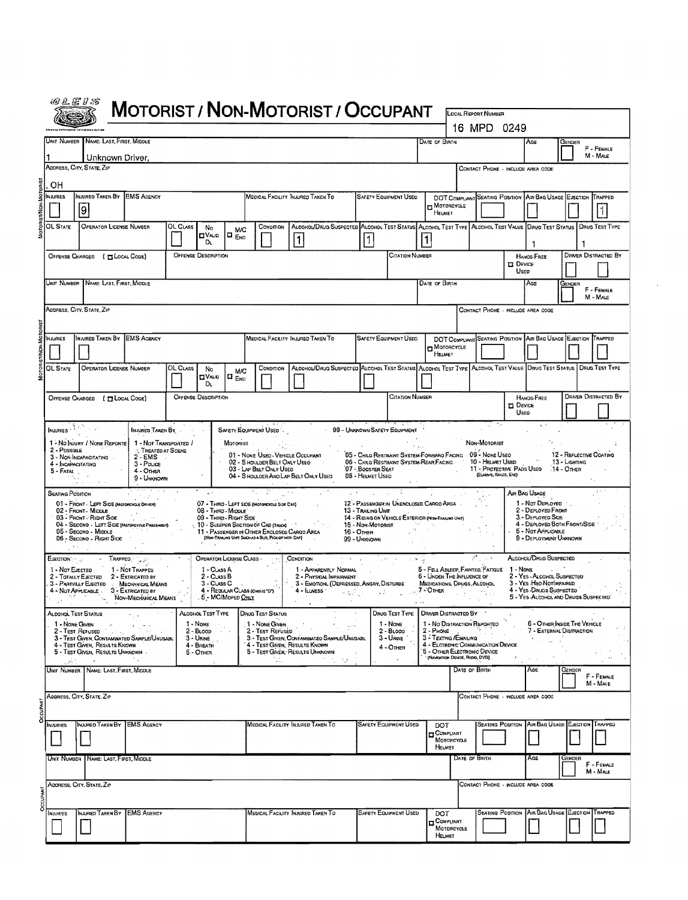# MOTORIST / NON-MOTORIST / OCCUPANT

OLEIS

LOCAL REPORT NUMBER: 16 MPD 0249

## MOTORIST/NON-MOTORIST

| UNIT NUMBER | NAME: LAST, FIRST, MIDDLE | DATE OF BIRTH | AGE | GENDER (F - FEMALE, M - MALE) |
|---|---|---|---|---|
| 1 | Unknown Driver, | | | |

| ADDRESS, CITY, STATE, ZIP | CONTACT PHONE - INCLUDE AREA CODE |
|---|---|
| , OH | |

| INJURIES | INJURED TAKEN BY | EMS AGENCY | MEDICAL FACILITY INJURED TAKEN TO | SAFETY EQUIPMENT USED | DOT COMPLIANT MOTORCYCLE HELMET | SEATING POSITION | AIR BAG USAGE | EJECTION | TRAPPED |
|---|---|---|---|---|---|---|---|---|---|
| | 9 | | | | | | | | 1 |

| OL STATE | OPERATOR LICENSE NUMBER | OL CLASS | NO VALID DL | M/C END | CONDITION | ALCOHOL/DRUG SUSPECTED | ALCOHOL TEST STATUS | ALCOHOL TEST TYPE | ALCOHOL TEST VALUE | DRUG TEST STATUS | DRUG TEST TYPE |
|---|---|---|---|---|---|---|---|---|---|---|---|
| | | | | | | 1 | 1 | 1 | | 1 | 1 |

| OFFENSE CHARGED (LOCAL CODE) | OFFENSE DESCRIPTION | CITATION NUMBER | HANDS-FREE DEVICE USED | DRIVER DISTRACTED BY |
|---|---|---|---|---|
| | | | | |

## MOTORIST/NON-MOTORIST

| UNIT NUMBER | NAME: LAST, FIRST, MIDDLE | DATE OF BIRTH | AGE | GENDER (F - FEMALE, M - MALE) |
|---|---|---|---|---|
| | | | | |

| ADDRESS, CITY, STATE, ZIP | CONTACT PHONE - INCLUDE AREA CODE |
|---|---|
| | |

| INJURIES | INJURED TAKEN BY | EMS AGENCY | MEDICAL FACILITY INJURED TAKEN TO | SAFETY EQUIPMENT USED | DOT COMPLIANT MOTORCYCLE HELMET | SEATING POSITION | AIR BAG USAGE | EJECTION | TRAPPED |
|---|---|---|---|---|---|---|---|---|---|
| | | | | | | | | | |

| OL STATE | OPERATOR LICENSE NUMBER | OL CLASS | NO VALID DL | M/C END | CONDITION | ALCOHOL/DRUG SUSPECTED | ALCOHOL TEST STATUS | ALCOHOL TEST TYPE | ALCOHOL TEST VALUE | DRUG TEST STATUS | DRUG TEST TYPE |
|---|---|---|---|---|---|---|---|---|---|---|---|
| | | | | | | | | | | | |

| OFFENSE CHARGED (LOCAL CODE) | OFFENSE DESCRIPTION | CITATION NUMBER | HANDS-FREE DEVICE USED | DRIVER DISTRACTED BY |
|---|---|---|---|---|
| | | | | |

## Codes

**INJURIES:** 1 - No Injury / None Reported; 2 - Possible; 3 - Non-Incapacitating; 4 - Incapacitating; 5 - Fatal

**INJURED TAKEN BY:** 1 - Not Transported / Treated at Scene; 2 - EMS; 3 - Police; 4 - Other; 9 - Unknown

**SAFETY EQUIPMENT USED:** 99 - Unknown Safety Equipment

Motorist: 01 - None Used - Vehicle Occupant; 02 - Shoulder Belt Only Used; 03 - Lap Belt Only Used; 04 - Shoulder and Lap Belt Only Used; 05 - Child Restraint System-Forward Facing; 06 - Child Restraint System-Rear Facing; 07 - Booster Seat; 08 - Helmet Used

Non-Motorist: 09 - None Used; 10 - Helmet Used; 11 - Protective Pads Used (Elbows, Knees, Etc); 12 - Reflective Coating; 13 - Lighting; 14 - Other

**SEATING POSITION:** 01 - Front - Left Side (Motorcycle Driver); 02 - Front - Middle; 03 - Front - Right Side; 04 - Second - Left Side (Motorcycle Passenger); 05 - Second - Middle; 06 - Second - Right Side; 07 - Third - Left Side (Motorcycle Side Car); 08 - Third - Middle; 09 - Third - Right Side; 10 - Sleeper Section of Cab (Truck); 11 - Passenger in Other Enclosed Cargo Area (Non-Trailing Unit Such as a Bus, Pick-up with Cap); 12 - Passenger in Unenclosed Cargo Area; 13 - Trailing Unit; 14 - Riding on Vehicle Exterior (Non-Trailing Unit); 15 - Non-Motorist; 16 - Other; 99 - Unknown

**AIR BAG USAGE:** 1 - Not Deployed; 2 - Deployed Front; 3 - Deployed Side; 4 - Deployed Both Front/Side; 5 - Not Applicable; 9 - Deployment Unknown

**EJECTION:** 1 - Not Ejected; 2 - Totally Ejected; 3 - Partially Ejected; 4 - Not Applicable

**TRAPPED:** 1 - Not Trapped; 2 - Extricated by Mechanical Means; 3 - Extricated by Non-Mechanical Means

**OPERATOR LICENSE CLASS:** 1 - Class A; 2 - Class B; 3 - Class C; 4 - Regular Class (Ohio's "D"); 5 - M/C Moped Only

**CONDITION:** 1 - Apparently Normal; 2 - Physical Impairment; 3 - Emotional (Depressed, Angry, Disturbed); 4 - Illness; 5 - Fell Asleep, Fainted, Fatigue; 6 - Under the Influence of Medications, Drugs, Alcohol; 7 - Other

**ALCOHOL/DRUG SUSPECTED:** 1 - None; 2 - Yes - Alcohol Suspected; 3 - Yes - Hbd Not Impaired; 4 - Yes - Drugs Suspected; 5 - Yes - Alcohol and Drugs Suspected

**ALCOHOL TEST STATUS:** 1 - None Given; 2 - Test Refused; 3 - Test Given, Contaminated Sample/Unusable; 4 - Test Given, Results Known; 5 - Test Given, Results Unknown

**ALCOHOL TEST TYPE:** 1 - None; 2 - Blood; 3 - Urine; 4 - Breath; 5 - Other

**DRUG TEST STATUS:** 1 - None Given; 2 - Test Refused; 3 - Test Given, Contaminated Sample/Unusable; 4 - Test Given, Results Known; 5 - Test Given, Results Unknown

**DRUG TEST TYPE:** 1 - None; 2 - Blood; 3 - Urine; 4 - Other

**DRIVER DISTRACTED BY:** 1 - No Distraction Reported; 2 - Phone; 3 - Texting /Emailing; 4 - Electronic Communication Device; 5 - Other Electronic Device (Navigation Device, Radio, DVD); 6 - Other Inside The Vehicle; 7 - External Distraction

## OCCUPANT

| UNIT NUMBER | NAME: LAST, FIRST, MIDDLE | DATE OF BIRTH | AGE | GENDER (F - FEMALE, M - MALE) |
|---|---|---|---|---|
| | | | | |

| ADDRESS, CITY, STATE, ZIP | CONTACT PHONE - INCLUDE AREA CODE |
|---|---|
| | |

| INJURIES | INJURED TAKEN BY | EMS AGENCY | MEDICAL FACILITY INJURED TAKEN TO | SAFETY EQUIPMENT USED | DOT COMPLIANT MOTORCYCLE HELMET | SEATING POSITION | AIR BAG USAGE | EJECTION | TRAPPED |
|---|---|---|---|---|---|---|---|---|---|
| | | | | | | | | | |

## OCCUPANT

| UNIT NUMBER | NAME: LAST, FIRST, MIDDLE | DATE OF BIRTH | AGE | GENDER (F - FEMALE, M - MALE) |
|---|---|---|---|---|
| | | | | |

| ADDRESS, CITY, STATE, ZIP | CONTACT PHONE - INCLUDE AREA CODE |
|---|---|
| | |

| INJURIES | INJURED TAKEN BY | EMS AGENCY | MEDICAL FACILITY INJURED TAKEN TO | SAFETY EQUIPMENT USED | DOT COMPLIANT MOTORCYCLE HELMET | SEATING POSITION | AIR BAG USAGE | EJECTION | TRAPPED |
|---|---|---|---|---|---|---|---|---|---|
| | | | | | | | | | |